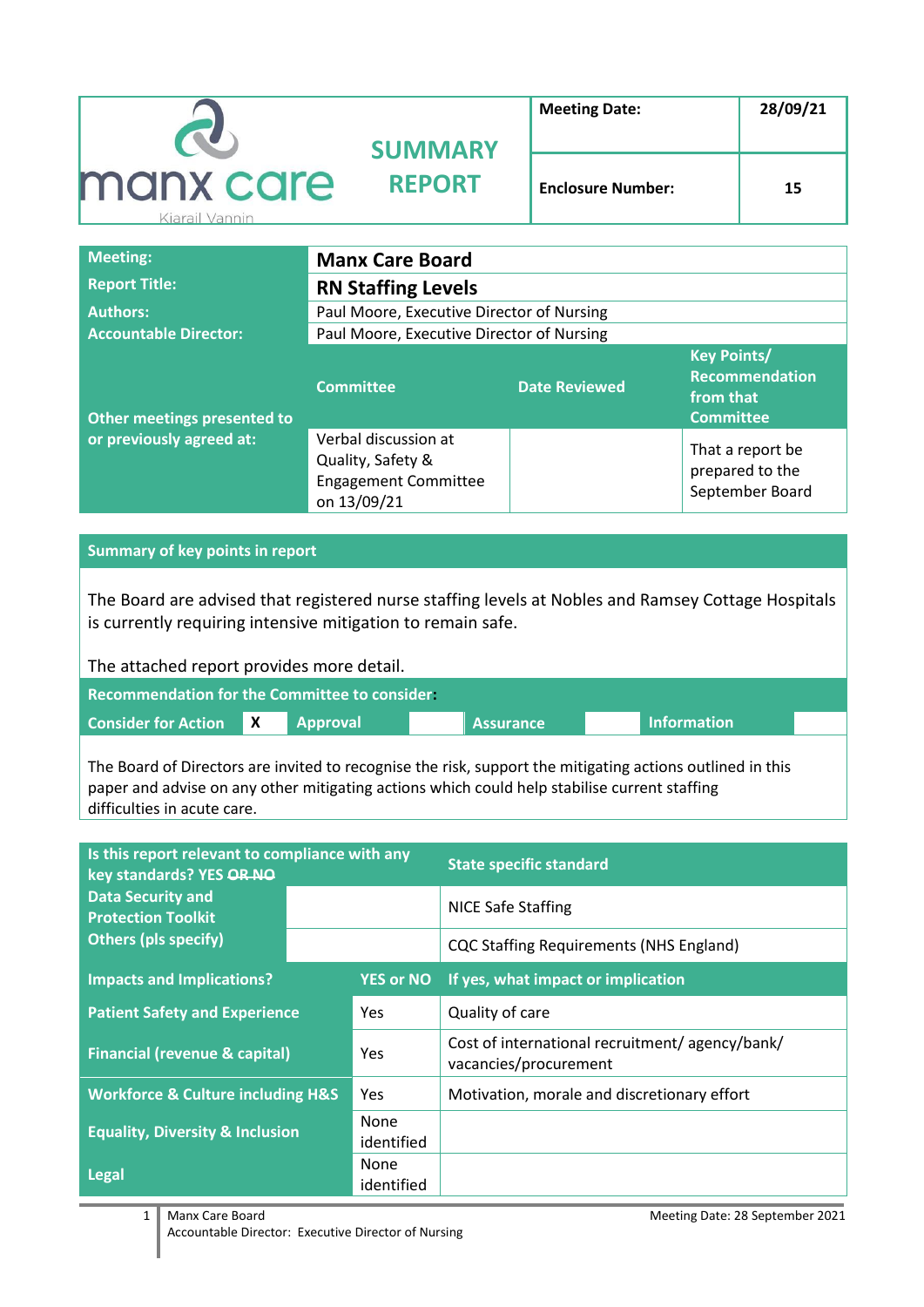| manx care Kiarail Vannin | SUMMARY REPORT | Meeting Date: | 28/09/21 |
|---|---|---|---|
| | | Enclosure Number: | 15 |

| Meeting: | Manx Care Board | | |
|---|---|---|---|
| Report Title: | **RN Staffing Levels** | | |
| Authors: | Paul Moore, Executive Director of Nursing | | |
| Accountable Director: | Paul Moore, Executive Director of Nursing | | |
| Other meetings presented to or previously agreed at: | Committee | Date Reviewed | Key Points/ Recommendation from that Committee |
| | Verbal discussion at Quality, Safety & Engagement Committee on 13/09/21 | | That a report be prepared to the September Board |

**Summary of key points in report**

The Board are advised that registered nurse staffing levels at Nobles and Ramsey Cottage Hospitals is currently requiring intensive mitigation to remain safe.

The attached report provides more detail.

**Recommendation for the Committee to consider:**

| Consider for Action | X | Approval | | Assurance | | Information | |
|---|---|---|---|---|---|---|---|

The Board of Directors are invited to recognise the risk, support the mitigating actions outlined in this paper and advise on any other mitigating actions which could help stabilise current staffing difficulties in acute care.

| Is this report relevant to compliance with any key standards? YES ~~OR NO~~ | | | State specific standard |
|---|---|---|---|
| Data Security and Protection Toolkit | | | NICE Safe Staffing |
| Others (pls specify) | | | CQC Staffing Requirements (NHS England) |
| **Impacts and Implications?** | | **YES or NO** | **If yes, what impact or implication** |
| Patient Safety and Experience | | Yes | Quality of care |
| Financial (revenue & capital) | | Yes | Cost of international recruitment/ agency/bank/ vacancies/procurement |
| Workforce & Culture including H&S | | Yes | Motivation, morale and discretionary effort |
| Equality, Diversity & Inclusion | | None identified | |
| Legal | | None identified | |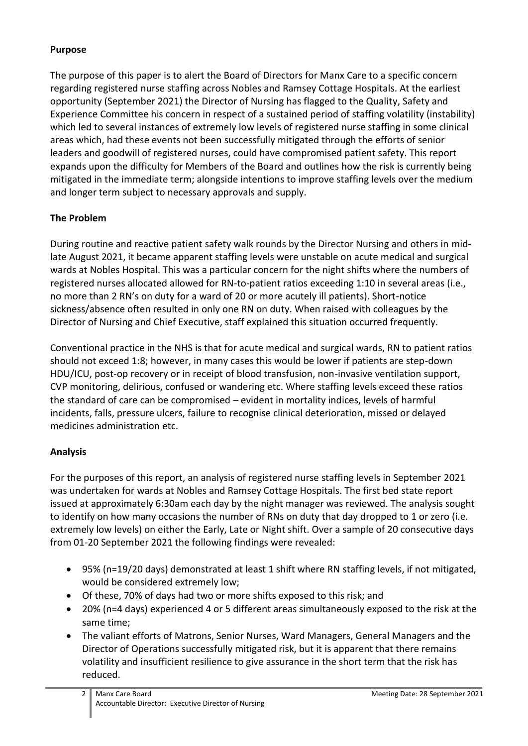## Purpose

The purpose of this paper is to alert the Board of Directors for Manx Care to a specific concern regarding registered nurse staffing across Nobles and Ramsey Cottage Hospitals. At the earliest opportunity (September 2021) the Director of Nursing has flagged to the Quality, Safety and Experience Committee his concern in respect of a sustained period of staffing volatility (instability) which led to several instances of extremely low levels of registered nurse staffing in some clinical areas which, had these events not been successfully mitigated through the efforts of senior leaders and goodwill of registered nurses, could have compromised patient safety. This report expands upon the difficulty for Members of the Board and outlines how the risk is currently being mitigated in the immediate term; alongside intentions to improve staffing levels over the medium and longer term subject to necessary approvals and supply.

## The Problem

During routine and reactive patient safety walk rounds by the Director Nursing and others in mid-late August 2021, it became apparent staffing levels were unstable on acute medical and surgical wards at Nobles Hospital. This was a particular concern for the night shifts where the numbers of registered nurses allocated allowed for RN-to-patient ratios exceeding 1:10 in several areas (i.e., no more than 2 RN's on duty for a ward of 20 or more acutely ill patients). Short-notice sickness/absence often resulted in only one RN on duty. When raised with colleagues by the Director of Nursing and Chief Executive, staff explained this situation occurred frequently.

Conventional practice in the NHS is that for acute medical and surgical wards, RN to patient ratios should not exceed 1:8; however, in many cases this would be lower if patients are step-down HDU/ICU, post-op recovery or in receipt of blood transfusion, non-invasive ventilation support, CVP monitoring, delirious, confused or wandering etc. Where staffing levels exceed these ratios the standard of care can be compromised – evident in mortality indices, levels of harmful incidents, falls, pressure ulcers, failure to recognise clinical deterioration, missed or delayed medicines administration etc.

## Analysis

For the purposes of this report, an analysis of registered nurse staffing levels in September 2021 was undertaken for wards at Nobles and Ramsey Cottage Hospitals. The first bed state report issued at approximately 6:30am each day by the night manager was reviewed. The analysis sought to identify on how many occasions the number of RNs on duty that day dropped to 1 or zero (i.e. extremely low levels) on either the Early, Late or Night shift. Over a sample of 20 consecutive days from 01-20 September 2021 the following findings were revealed:

- 95% (n=19/20 days) demonstrated at least 1 shift where RN staffing levels, if not mitigated, would be considered extremely low;
- Of these, 70% of days had two or more shifts exposed to this risk; and
- 20% (n=4 days) experienced 4 or 5 different areas simultaneously exposed to the risk at the same time;
- The valiant efforts of Matrons, Senior Nurses, Ward Managers, General Managers and the Director of Operations successfully mitigated risk, but it is apparent that there remains volatility and insufficient resilience to give assurance in the short term that the risk has reduced.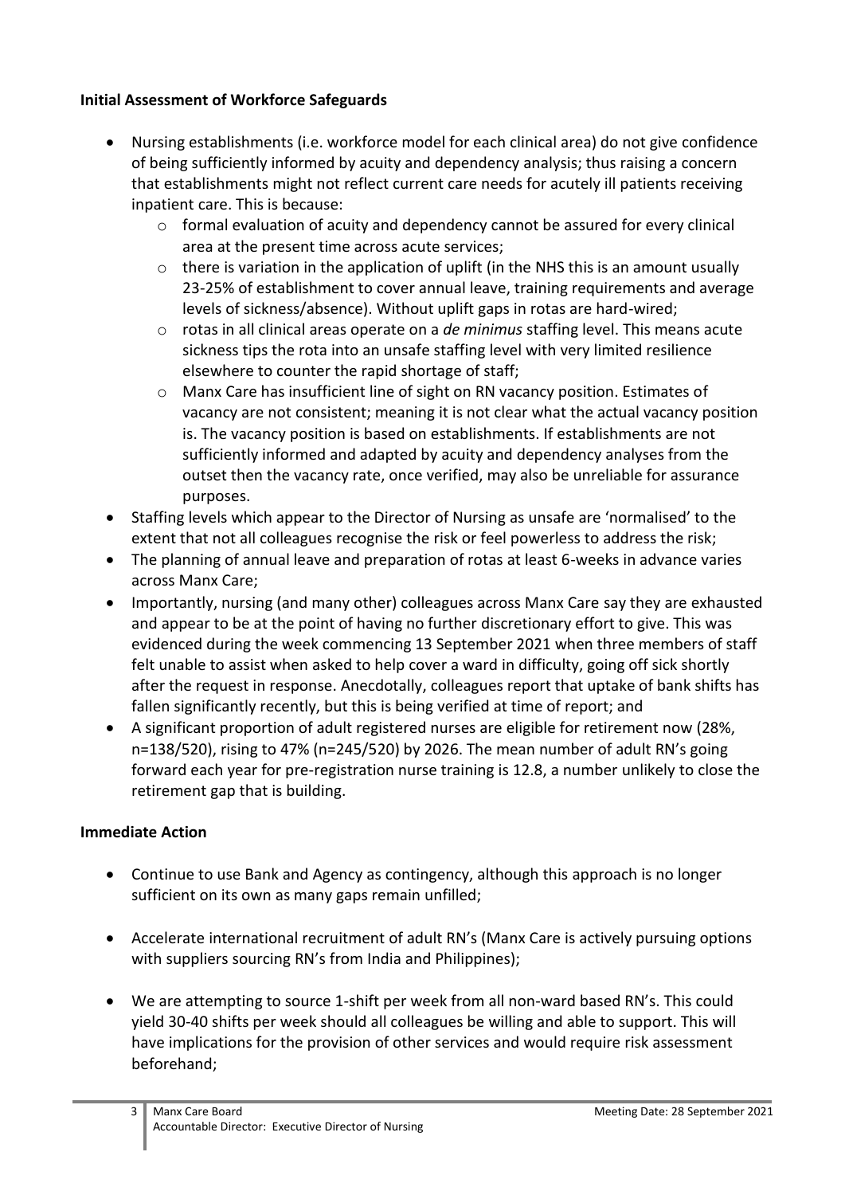**Initial Assessment of Workforce Safeguards**

- Nursing establishments (i.e. workforce model for each clinical area) do not give confidence of being sufficiently informed by acuity and dependency analysis; thus raising a concern that establishments might not reflect current care needs for acutely ill patients receiving inpatient care. This is because:
  - formal evaluation of acuity and dependency cannot be assured for every clinical area at the present time across acute services;
  - there is variation in the application of uplift (in the NHS this is an amount usually 23-25% of establishment to cover annual leave, training requirements and average levels of sickness/absence). Without uplift gaps in rotas are hard-wired;
  - rotas in all clinical areas operate on a *de minimus* staffing level. This means acute sickness tips the rota into an unsafe staffing level with very limited resilience elsewhere to counter the rapid shortage of staff;
  - Manx Care has insufficient line of sight on RN vacancy position. Estimates of vacancy are not consistent; meaning it is not clear what the actual vacancy position is. The vacancy position is based on establishments. If establishments are not sufficiently informed and adapted by acuity and dependency analyses from the outset then the vacancy rate, once verified, may also be unreliable for assurance purposes.
- Staffing levels which appear to the Director of Nursing as unsafe are 'normalised' to the extent that not all colleagues recognise the risk or feel powerless to address the risk;
- The planning of annual leave and preparation of rotas at least 6-weeks in advance varies across Manx Care;
- Importantly, nursing (and many other) colleagues across Manx Care say they are exhausted and appear to be at the point of having no further discretionary effort to give. This was evidenced during the week commencing 13 September 2021 when three members of staff felt unable to assist when asked to help cover a ward in difficulty, going off sick shortly after the request in response. Anecdotally, colleagues report that uptake of bank shifts has fallen significantly recently, but this is being verified at time of report; and
- A significant proportion of adult registered nurses are eligible for retirement now (28%, n=138/520), rising to 47% (n=245/520) by 2026. The mean number of adult RN's going forward each year for pre-registration nurse training is 12.8, a number unlikely to close the retirement gap that is building.

**Immediate Action**

- Continue to use Bank and Agency as contingency, although this approach is no longer sufficient on its own as many gaps remain unfilled;

- Accelerate international recruitment of adult RN's (Manx Care is actively pursuing options with suppliers sourcing RN's from India and Philippines);

- We are attempting to source 1-shift per week from all non-ward based RN's. This could yield 30-40 shifts per week should all colleagues be willing and able to support. This will have implications for the provision of other services and would require risk assessment beforehand;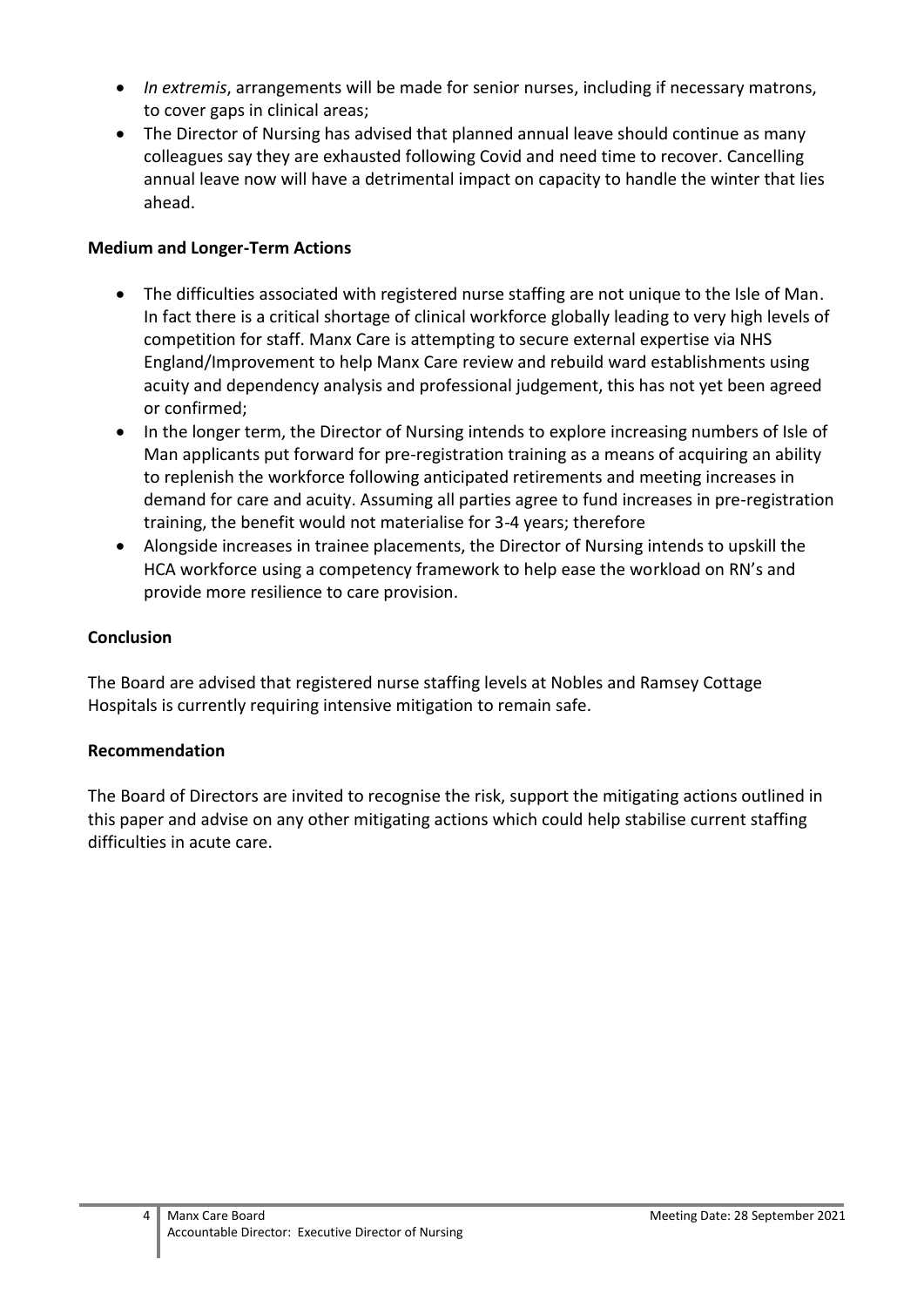- *In extremis*, arrangements will be made for senior nurses, including if necessary matrons, to cover gaps in clinical areas;
- The Director of Nursing has advised that planned annual leave should continue as many colleagues say they are exhausted following Covid and need time to recover. Cancelling annual leave now will have a detrimental impact on capacity to handle the winter that lies ahead.

**Medium and Longer-Term Actions**

- The difficulties associated with registered nurse staffing are not unique to the Isle of Man. In fact there is a critical shortage of clinical workforce globally leading to very high levels of competition for staff. Manx Care is attempting to secure external expertise via NHS England/Improvement to help Manx Care review and rebuild ward establishments using acuity and dependency analysis and professional judgement, this has not yet been agreed or confirmed;
- In the longer term, the Director of Nursing intends to explore increasing numbers of Isle of Man applicants put forward for pre-registration training as a means of acquiring an ability to replenish the workforce following anticipated retirements and meeting increases in demand for care and acuity. Assuming all parties agree to fund increases in pre-registration training, the benefit would not materialise for 3-4 years; therefore
- Alongside increases in trainee placements, the Director of Nursing intends to upskill the HCA workforce using a competency framework to help ease the workload on RN's and provide more resilience to care provision.

**Conclusion**

The Board are advised that registered nurse staffing levels at Nobles and Ramsey Cottage Hospitals is currently requiring intensive mitigation to remain safe.

**Recommendation**

The Board of Directors are invited to recognise the risk, support the mitigating actions outlined in this paper and advise on any other mitigating actions which could help stabilise current staffing difficulties in acute care.